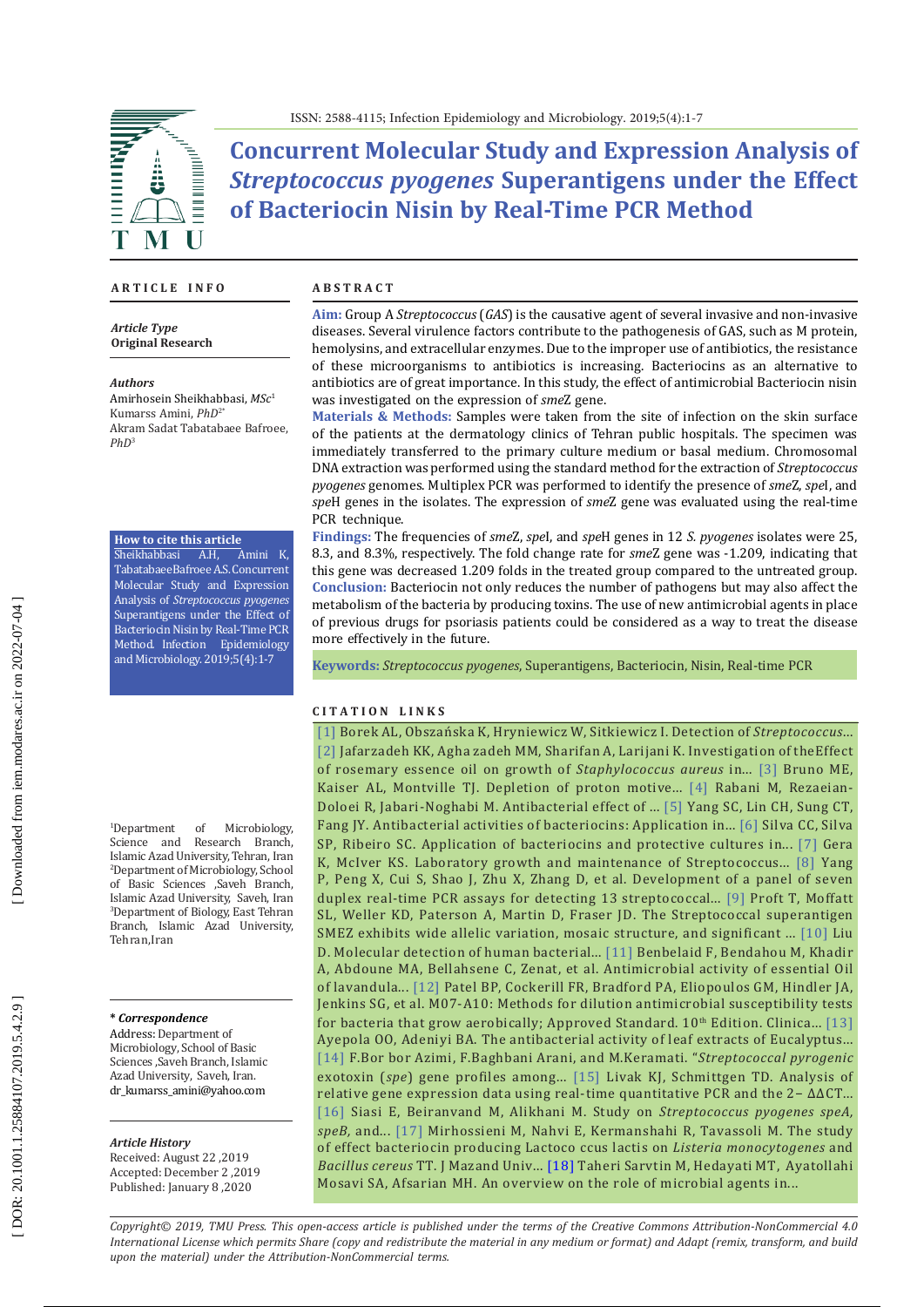# Concurrent Molecular Study and Expression Analysis of *Streptococcus pyogenes* Superantigens under the Effect of Bacteriocin Nisin by Real-Time PCR Method

## ARTICLE INFO

***Article Type***
**Original Research**

***Authors***
Amirhosein Sheikhabbasi, *MSc*[1]
Kumarss Amini, *PhD*[2*]
Akram Sadat Tabatabaee Bafroee, *PhD*[3]

**How to cite this article**
Sheikhabbasi A.H, Amini K, TabatabaeeBafroee AS. Concurrent Molecular Study and Expression Analysis of *Streptococcus pyogenes* Superantigens under the Effect of Bacteriocin Nisin by Real-Time PCR Method. Infection Epidemiology and Microbiology. 2019;5(4):1-7

[1]Department of Microbiology, Science and Research Branch, Islamic Azad University, Tehran, Iran
[2]Department of Microbiology, School of Basic Sciences ,Saveh Branch, Islamic Azad University, Saveh, Iran
[3]Department of Biology, East Tehran Branch, Islamic Azad University, Tehran,Iran

***\* Correspondence***
Address: Department of Microbiology, School of Basic Sciences ,Saveh Branch, Islamic Azad University, Saveh, Iran.
dr_kumarss_amini@yahoo.com

***Article History***
Received: August 22 ,2019
Accepted: December 2 ,2019
Published: January 8 ,2020

## ABSTRACT

**Aim:** Group A *Streptococcus* (*GAS*) is the causative agent of several invasive and non-invasive diseases. Several virulence factors contribute to the pathogenesis of GAS, such as M protein, hemolysins, and extracellular enzymes. Due to the improper use of antibiotics, the resistance of these microorganisms to antibiotics is increasing. Bacteriocins as an alternative to antibiotics are of great importance. In this study, the effect of antimicrobial Bacteriocin nisin was investigated on the expression of *sme*Z gene.

**Materials & Methods:** Samples were taken from the site of infection on the skin surface of the patients at the dermatology clinics of Tehran public hospitals. The specimen was immediately transferred to the primary culture medium or basal medium. Chromosomal DNA extraction was performed using the standard method for the extraction of *Streptococcus pyogenes* genomes. Multiplex PCR was performed to identify the presence of *sme*Z, *spe*I, and *spe*H genes in the isolates. The expression of *sme*Z gene was evaluated using the real-time PCR technique.

**Findings:** The frequencies of *sme*Z, *spe*I, and *spe*H genes in 12 *S. pyogenes* isolates were 25, 8.3, and 8.3%, respectively. The fold change rate for *sme*Z gene was -1.209, indicating that this gene was decreased 1.209 folds in the treated group compared to the untreated group.

**Conclusion:** Bacteriocin not only reduces the number of pathogens but may also affect the metabolism of the bacteria by producing toxins. The use of new antimicrobial agents in place of previous drugs for psoriasis patients could be considered as a way to treat the disease more effectively in the future.

**Keywords:** *Streptococcus pyogenes*, Superantigens, Bacteriocin, Nisin, Real-time PCR

## CITATION LINKS

[1] Borek AL, Obszańska K, Hryniewicz W, Sitkiewicz I. Detection of *Streptococcus*... [2] Jafarzadeh KK, Agha zadeh MM, Sharifan A, Larijani K. Investigation of theEffect of rosemary essence oil on growth of *Staphylococcus aureus* in... [3] Bruno ME, Kaiser AL, Montville TJ. Depletion of proton motive... [4] Rabani M, Rezaeian-Doloei R, Jabari-Noghabi M. Antibacterial effect of ... [5] Yang SC, Lin CH, Sung CT, Fang JY. Antibacterial activities of bacteriocins: Application in... [6] Silva CC, Silva SP, Ribeiro SC. Application of bacteriocins and protective cultures in... [7] Gera K, McIver KS. Laboratory growth and maintenance of Streptococcus... [8] Yang P, Peng X, Cui S, Shao J, Zhu X, Zhang D, et al. Development of a panel of seven duplex real-time PCR assays for detecting 13 streptococcal... [9] Proft T, Moffatt SL, Weller KD, Paterson A, Martin D, Fraser JD. The Streptococcal superantigen SMEZ exhibits wide allelic variation, mosaic structure, and significant ... [10] Liu D. Molecular detection of human bacterial... [11] Benbelaid F, Bendahou M, Khadir A, Abdoune MA, Bellahsene C, Zenat, et al. Antimicrobial activity of essential Oil of lavandula... [12] Patel BP, Cockerill FR, Bradford PA, Eliopoulos GM, Hindler JA, Jenkins SG, et al. M07-A10: Methods for dilution antimicrobial susceptibility tests for bacteria that grow aerobically; Approved Standard. 10th Edition. Clinica... [13] Ayepola OO, Adeniyi BA. The antibacterial activity of leaf extracts of Eucalyptus... [14] F.Bor bor Azimi, F.Baghbani Arani, and M.Keramati. "*Streptococcal pyrogenic* exotoxin (*spe*) gene profiles among... [15] Livak KJ, Schmittgen TD. Analysis of relative gene expression data using real-time quantitative PCR and the 2− ΔΔCT... [16] Siasi E, Beiranvand M, Alikhani M. Study on *Streptococcus pyogenes speA, speB*, and... [17] Mirhossieni M, Nahvi E, Kermanshahi R, Tavassoli M. The study of effect bacteriocin producing Lactoco ccus lactis on *Listeria monocytogenes* and *Bacillus cereus* TT. J Mazand Univ... [18] Taheri Sarvtin M, Hedayati MT, Ayatollahi Mosavi SA, Afsarian MH. An overview on the role of microbial agents in...

*Copyright© 2019, TMU Press. This open-access article is published under the terms of the Creative Commons Attribution-NonCommercial 4.0 International License which permits Share (copy and redistribute the material in any medium or format) and Adapt (remix, transform, and build upon the material) under the Attribution-NonCommercial terms.*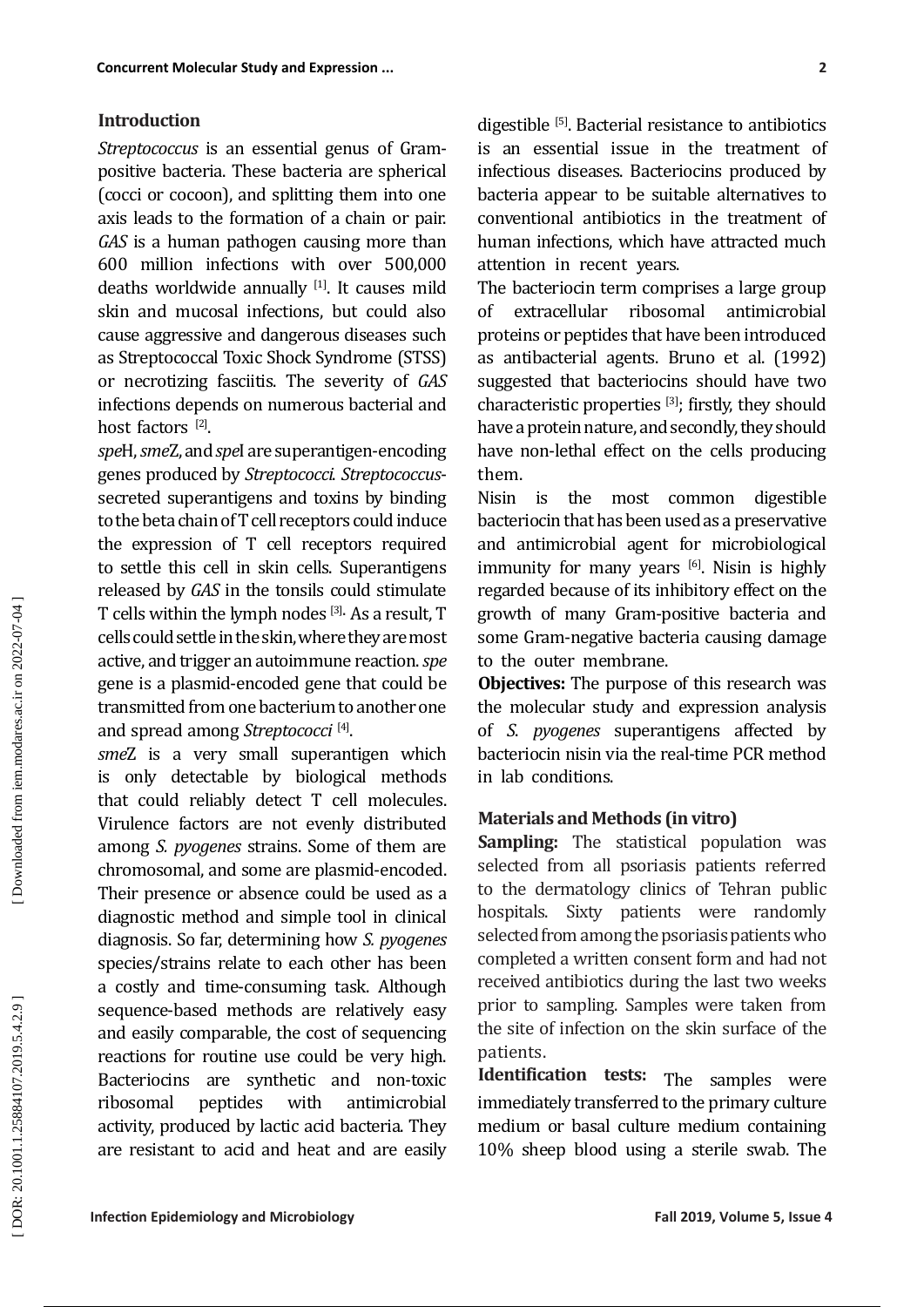## Introduction

*Streptococcus* is an essential genus of Gram-positive bacteria. These bacteria are spherical (cocci or cocoon), and splitting them into one axis leads to the formation of a chain or pair. *GAS* is a human pathogen causing more than 600 million infections with over 500,000 deaths worldwide annually [1]. It causes mild skin and mucosal infections, but could also cause aggressive and dangerous diseases such as Streptococcal Toxic Shock Syndrome (STSS) or necrotizing fasciitis. The severity of *GAS* infections depends on numerous bacterial and host factors [2].

*spe*H, *sme*Z, and *spe*I are superantigen-encoding genes produced by *Streptococci*. *Streptococcus*-secreted superantigens and toxins by binding to the beta chain of T cell receptors could induce the expression of T cell receptors required to settle this cell in skin cells. Superantigens released by *GAS* in the tonsils could stimulate T cells within the lymph nodes [3]. As a result, T cells could settle in the skin, where they are most active, and trigger an autoimmune reaction. *spe* gene is a plasmid-encoded gene that could be transmitted from one bacterium to another one and spread among *Streptococci* [4].

*sme*Z is a very small superantigen which is only detectable by biological methods that could reliably detect T cell molecules. Virulence factors are not evenly distributed among *S. pyogenes* strains. Some of them are chromosomal, and some are plasmid-encoded. Their presence or absence could be used as a diagnostic method and simple tool in clinical diagnosis. So far, determining how *S. pyogenes* species/strains relate to each other has been a costly and time-consuming task. Although sequence-based methods are relatively easy and easily comparable, the cost of sequencing reactions for routine use could be very high. Bacteriocins are synthetic and non-toxic ribosomal peptides with antimicrobial activity, produced by lactic acid bacteria. They are resistant to acid and heat and are easily digestible [5]. Bacterial resistance to antibiotics is an essential issue in the treatment of infectious diseases. Bacteriocins produced by bacteria appear to be suitable alternatives to conventional antibiotics in the treatment of human infections, which have attracted much attention in recent years.

The bacteriocin term comprises a large group of extracellular ribosomal antimicrobial proteins or peptides that have been introduced as antibacterial agents. Bruno et al. (1992) suggested that bacteriocins should have two characteristic properties [3]; firstly, they should have a protein nature, and secondly, they should have non-lethal effect on the cells producing them.

Nisin is the most common digestible bacteriocin that has been used as a preservative and antimicrobial agent for microbiological immunity for many years [6]. Nisin is highly regarded because of its inhibitory effect on the growth of many Gram-positive bacteria and some Gram-negative bacteria causing damage to the outer membrane.

**Objectives:** The purpose of this research was the molecular study and expression analysis of *S. pyogenes* superantigens affected by bacteriocin nisin via the real-time PCR method in lab conditions.

## Materials and Methods (in vitro)

**Sampling:** The statistical population was selected from all psoriasis patients referred to the dermatology clinics of Tehran public hospitals. Sixty patients were randomly selected from among the psoriasis patients who completed a written consent form and had not received antibiotics during the last two weeks prior to sampling. Samples were taken from the site of infection on the skin surface of the patients.

**Identification tests:** The samples were immediately transferred to the primary culture medium or basal culture medium containing 10% sheep blood using a sterile swab. The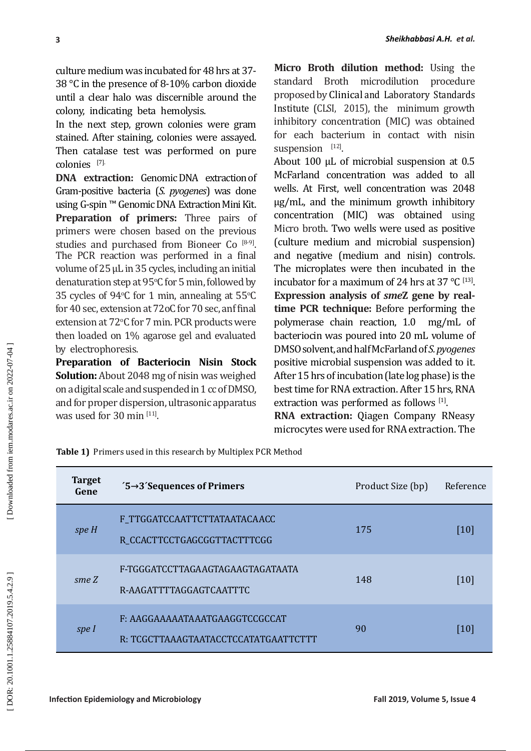culture medium was incubated for 48 hrs at 37-38 °C in the presence of 8-10% carbon dioxide until a clear halo was discernible around the colony, indicating beta hemolysis.

In the next step, grown colonies were gram stained. After staining, colonies were assayed. Then catalase test was performed on pure colonies [7].

**DNA extraction:** Genomic DNA extraction of Gram-positive bacteria (*S. pyogenes*) was done using G-spin ™ Genomic DNA Extraction Mini Kit.

**Preparation of primers:** Three pairs of primers were chosen based on the previous studies and purchased from Bioneer Co [8-9]. The PCR reaction was performed in a final volume of 25 µL in 35 cycles, including an initial denaturation step at 95°C for 5 min, followed by 35 cycles of 94°C for 1 min, annealing at 55°C for 40 sec, extension at 72oC for 70 sec, anf final extension at 72°C for 7 min. PCR products were then loaded on 1% agarose gel and evaluated by electrophoresis.

**Preparation of Bacteriocin Nisin Stock Solution:** About 2048 mg of nisin was weighed on a digital scale and suspended in 1 cc of DMSO, and for proper dispersion, ultrasonic apparatus was used for 30 min [11].

**Micro Broth dilution method:** Using the standard Broth microdilution procedure proposed by Clinical and Laboratory Standards Institute (CLSI, 2015), the minimum growth inhibitory concentration (MIC) was obtained for each bacterium in contact with nisin suspension [12].

About 100 µL of microbial suspension at 0.5 McFarland concentration was added to all wells. At First, well concentration was 2048 µg/mL, and the minimum growth inhibitory concentration (MIC) was obtained using Micro broth. Two wells were used as positive (culture medium and microbial suspension) and negative (medium and nisin) controls. The microplates were then incubated in the incubator for a maximum of 24 hrs at 37 °C [13].

**Expression analysis of *sme*Z gene by real-time PCR technique:** Before performing the polymerase chain reaction, 1.0 mg/mL of bacteriocin was poured into 20 mL volume of DMSO solvent, and half McFarland of *S. pyogenes* positive microbial suspension was added to it. After 15 hrs of incubation (late log phase) is the best time for RNA extraction. After 15 hrs, RNA extraction was performed as follows [1].

**RNA extraction:** Qiagen Company RNeasy microcytes were used for RNA extraction. The

**Table 1)** Primers used in this research by Multiplex PCR Method

| Target Gene | ´5→3´Sequences of Primers | Product Size (bp) | Reference |
|---|---|---|---|
| *spe H* | F_TTGGATCCAATTCTTATAATACAACC<br>R_CCACTTCCTGAGCGGTTACTTTCGG | 175 | [10] |
| *sme Z* | F-TGGGATCCTTAGAAGTAGAAGTAGATAATA<br>R-AAGATTTTAGGAGTCAATTTC | 148 | [10] |
| *spe I* | F: AAGGAAAAAATAAATGAAGGTCCGCCAT<br>R: TCGCTTAAAGTAATACCTCCATATGAATTCTTT | 90 | [10] |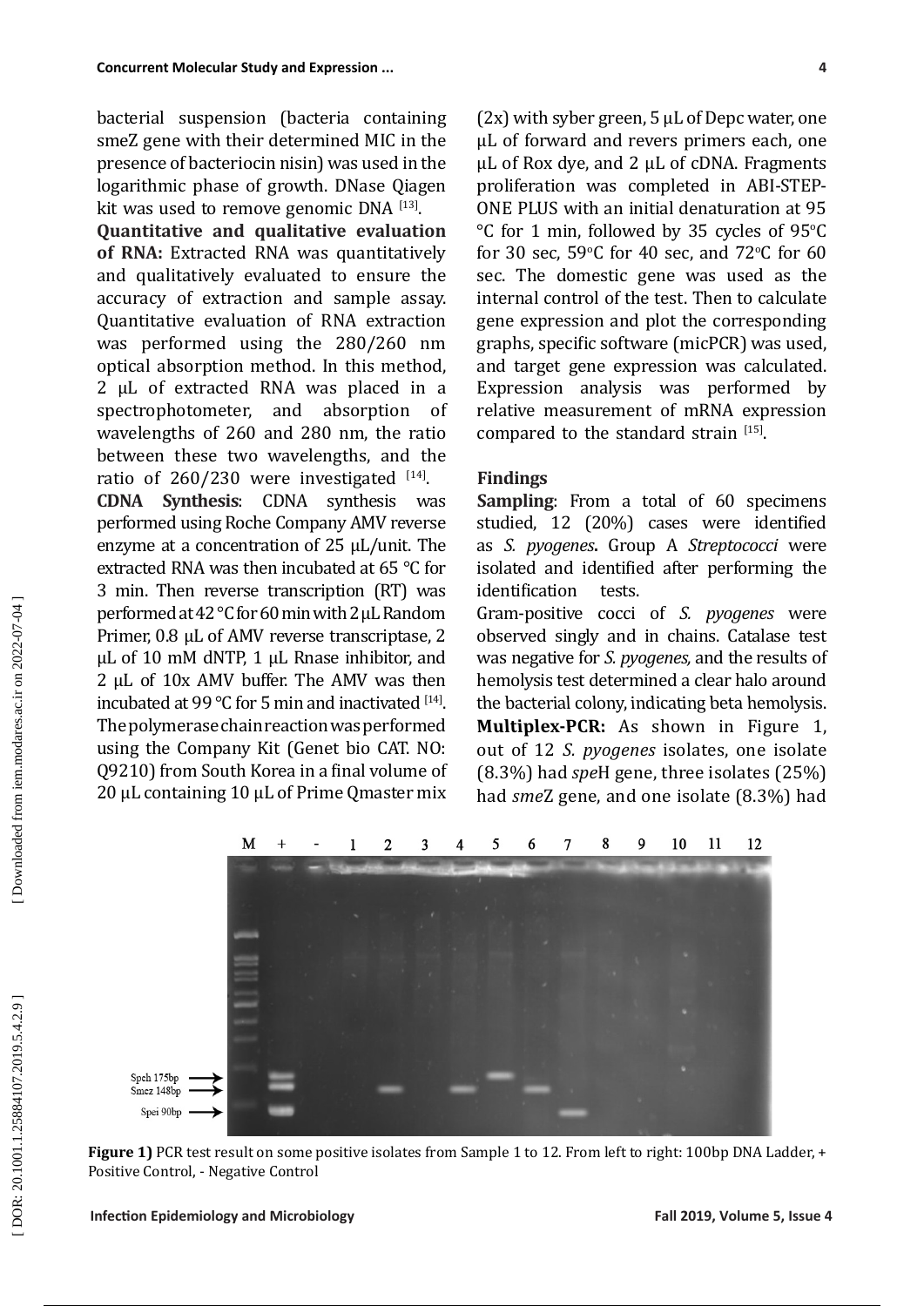bacterial suspension (bacteria containing smeZ gene with their determined MIC in the presence of bacteriocin nisin) was used in the logarithmic phase of growth. DNase Qiagen kit was used to remove genomic DNA [13].

**Quantitative and qualitative evaluation of RNA:** Extracted RNA was quantitatively and qualitatively evaluated to ensure the accuracy of extraction and sample assay. Quantitative evaluation of RNA extraction was performed using the 280/260 nm optical absorption method. In this method, 2 µL of extracted RNA was placed in a spectrophotometer, and absorption of wavelengths of 260 and 280 nm, the ratio between these two wavelengths, and the ratio of 260/230 were investigated [14].

**CDNA Synthesis**: CDNA synthesis was performed using Roche Company AMV reverse enzyme at a concentration of 25 µL/unit. The extracted RNA was then incubated at 65 °C for 3 min. Then reverse transcription (RT) was performed at 42 °C for 60 min with 2 µL Random Primer, 0.8 µL of AMV reverse transcriptase, 2 µL of 10 mM dNTP, 1 µL Rnase inhibitor, and 2 µL of 10x AMV buffer. The AMV was then incubated at 99 °C for 5 min and inactivated [14].

The polymerase chain reaction was performed using the Company Kit (Genet bio CAT. NO: Q9210) from South Korea in a final volume of 20 µL containing 10 µL of Prime Qmaster mix (2x) with syber green, 5 µL of Depc water, one µL of forward and revers primers each, one µL of Rox dye, and 2 µL of cDNA. Fragments proliferation was completed in ABI-STEP-ONE PLUS with an initial denaturation at 95 °C for 1 min, followed by 35 cycles of 95°C for 30 sec, 59°C for 40 sec, and 72°C for 60 sec. The domestic gene was used as the internal control of the test. Then to calculate gene expression and plot the corresponding graphs, specific software (micPCR) was used, and target gene expression was calculated. Expression analysis was performed by relative measurement of mRNA expression compared to the standard strain [15].

## Findings

**Sampling**: From a total of 60 specimens studied, 12 (20%) cases were identified as *S. pyogenes*. Group A *Streptococci* were isolated and identified after performing the identification tests.

Gram-positive cocci of *S. pyogenes* were observed singly and in chains. Catalase test was negative for *S. pyogenes,* and the results of hemolysis test determined a clear halo around the bacterial colony, indicating beta hemolysis.

**Multiplex-PCR:** As shown in Figure 1, out of 12 *S. pyogenes* isolates, one isolate (8.3%) had *spe*H gene, three isolates (25%) had *sme*Z gene, and one isolate (8.3%) had

**Figure 1)** PCR test result on some positive isolates from Sample 1 to 12. From left to right: 100bp DNA Ladder, + Positive Control, - Negative Control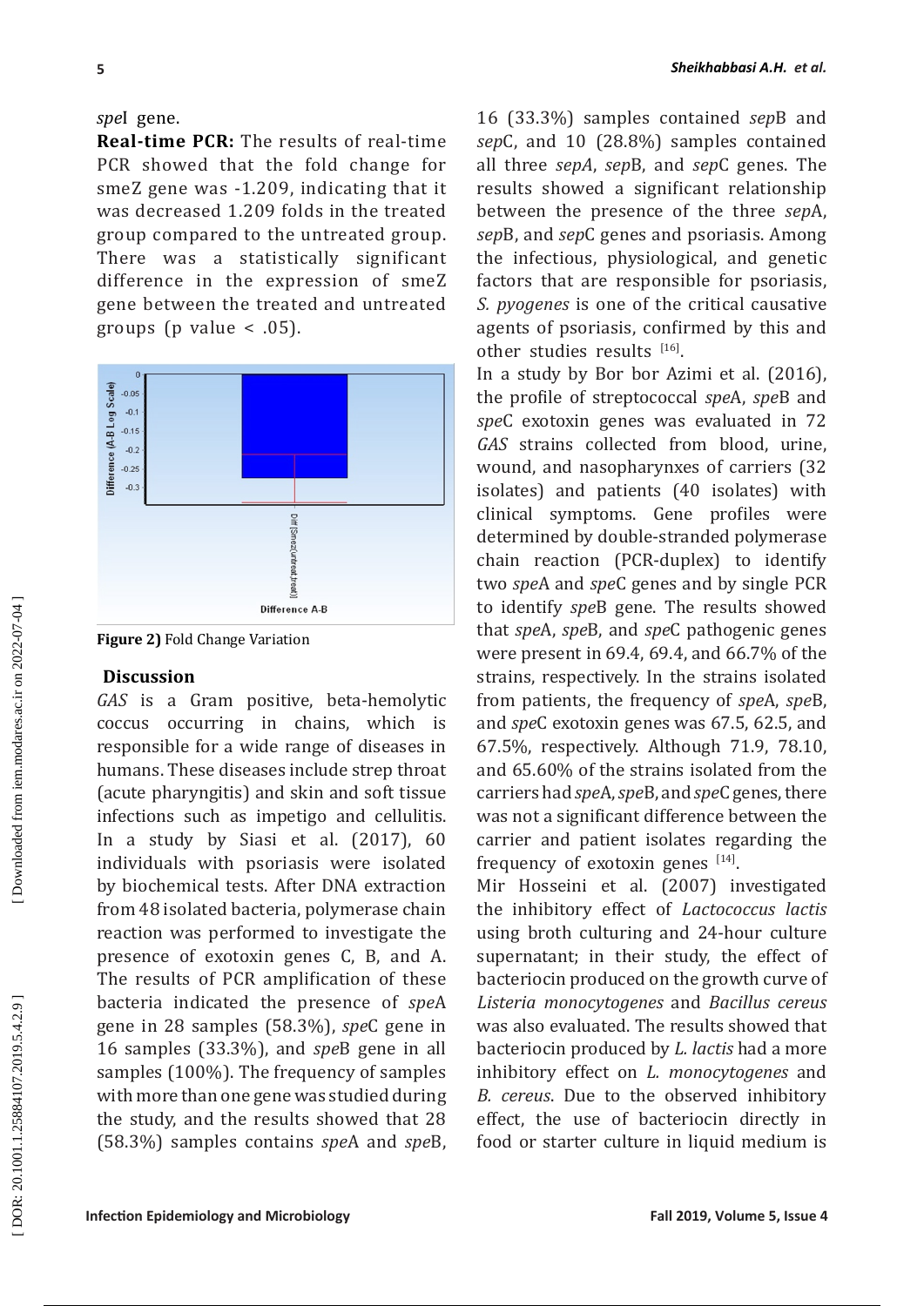*spe*I gene.

**Real-time PCR:** The results of real-time PCR showed that the fold change for smeZ gene was -1.209, indicating that it was decreased 1.209 folds in the treated group compared to the untreated group. There was a statistically significant difference in the expression of smeZ gene between the treated and untreated groups (p value < .05).

**Figure 2)** Fold Change Variation

## Discussion

*GAS* is a Gram positive, beta-hemolytic coccus occurring in chains, which is responsible for a wide range of diseases in humans. These diseases include strep throat (acute pharyngitis) and skin and soft tissue infections such as impetigo and cellulitis. In a study by Siasi et al. (2017), 60 individuals with psoriasis were isolated by biochemical tests. After DNA extraction from 48 isolated bacteria, polymerase chain reaction was performed to investigate the presence of exotoxin genes C, B, and A. The results of PCR amplification of these bacteria indicated the presence of *spe*A gene in 28 samples (58.3%), *spe*C gene in 16 samples (33.3%), and *spe*B gene in all samples (100%). The frequency of samples with more than one gene was studied during the study, and the results showed that 28 (58.3%) samples contains *spe*A and *spe*B, 16 (33.3%) samples contained *sep*B and *sep*C, and 10 (28.8%) samples contained all three *sepA*, *sep*B, and *sep*C genes. The results showed a significant relationship between the presence of the three *sep*A, *sep*B, and *sep*C genes and psoriasis. Among the infectious, physiological, and genetic factors that are responsible for psoriasis, *S. pyogenes* is one of the critical causative agents of psoriasis, confirmed by this and other studies results [16].

In a study by Bor bor Azimi et al. (2016), the profile of streptococcal *spe*A, *spe*B and *spe*C exotoxin genes was evaluated in 72 *GAS* strains collected from blood, urine, wound, and nasopharynxes of carriers (32 isolates) and patients (40 isolates) with clinical symptoms. Gene profiles were determined by double-stranded polymerase chain reaction (PCR-duplex) to identify two *spe*A and *spe*C genes and by single PCR to identify *spe*B gene. The results showed that *spe*A, *spe*B, and *spe*C pathogenic genes were present in 69.4, 69.4, and 66.7% of the strains, respectively. In the strains isolated from patients, the frequency of *spe*A, *spe*B, and *spe*C exotoxin genes was 67.5, 62.5, and 67.5%, respectively. Although 71.9, 78.10, and 65.60% of the strains isolated from the carriers had *spe*A, *spe*B, and *spe*C genes, there was not a significant difference between the carrier and patient isolates regarding the frequency of exotoxin genes [14].

Mir Hosseini et al. (2007) investigated the inhibitory effect of *Lactococcus lactis* using broth culturing and 24-hour culture supernatant; in their study, the effect of bacteriocin produced on the growth curve of *Listeria monocytogenes* and *Bacillus cereus* was also evaluated. The results showed that bacteriocin produced by *L. lactis* had a more inhibitory effect on *L. monocytogenes* and *B. cereus*. Due to the observed inhibitory effect, the use of bacteriocin directly in food or starter culture in liquid medium is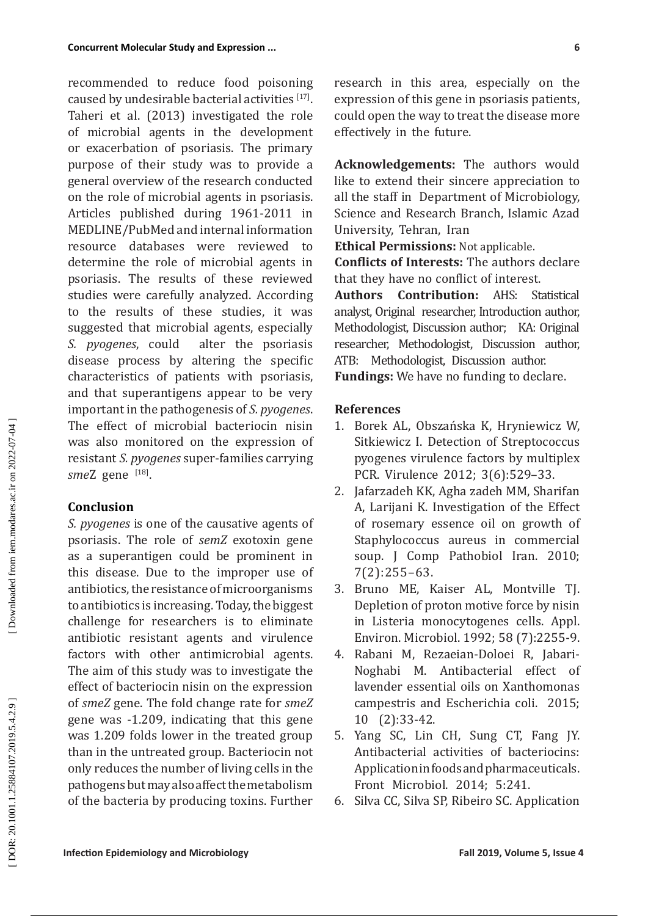recommended to reduce food poisoning caused by undesirable bacterial activities [17]. Taheri et al. (2013) investigated the role of microbial agents in the development or exacerbation of psoriasis. The primary purpose of their study was to provide a general overview of the research conducted on the role of microbial agents in psoriasis. Articles published during 1961-2011 in MEDLINE/PubMed and internal information resource databases were reviewed to determine the role of microbial agents in psoriasis. The results of these reviewed studies were carefully analyzed. According to the results of these studies, it was suggested that microbial agents, especially *S. pyogenes*, could alter the psoriasis disease process by altering the specific characteristics of patients with psoriasis, and that superantigens appear to be very important in the pathogenesis of *S. pyogenes*. The effect of microbial bacteriocin nisin was also monitored on the expression of resistant *S. pyogenes* super-families carrying *sme*Z gene [18].

## Conclusion

*S. pyogenes* is one of the causative agents of psoriasis. The role of *semZ* exotoxin gene as a superantigen could be prominent in this disease. Due to the improper use of antibiotics, the resistance of microorganisms to antibiotics is increasing. Today, the biggest challenge for researchers is to eliminate antibiotic resistant agents and virulence factors with other antimicrobial agents. The aim of this study was to investigate the effect of bacteriocin nisin on the expression of *smeZ* gene. The fold change rate for *smeZ* gene was -1.209, indicating that this gene was 1.209 folds lower in the treated group than in the untreated group. Bacteriocin not only reduces the number of living cells in the pathogens but may also affect the metabolism of the bacteria by producing toxins. Further research in this area, especially on the expression of this gene in psoriasis patients, could open the way to treat the disease more effectively in the future.

**Acknowledgements:** The authors would like to extend their sincere appreciation to all the staff in Department of Microbiology, Science and Research Branch, Islamic Azad University, Tehran, Iran

**Ethical Permissions:** Not applicable.

**Conflicts of Interests:** The authors declare that they have no conflict of interest.

**Authors Contribution:** AHS: Statistical analyst, Original researcher, Introduction author, Methodologist, Discussion author; KA: Original researcher, Methodologist, Discussion author, ATB: Methodologist, Discussion author.

**Fundings:** We have no funding to declare.

## References

1. Borek AL, Obszańska K, Hryniewicz W, Sitkiewicz I. Detection of Streptococcus pyogenes virulence factors by multiplex PCR. Virulence 2012; 3(6):529–33.
2. Jafarzadeh KK, Agha zadeh MM, Sharifan A, Larijani K. Investigation of the Effect of rosemary essence oil on growth of Staphylococcus aureus in commercial soup. J Comp Pathobiol Iran. 2010; 7(2):255–63.
3. Bruno ME, Kaiser AL, Montville TJ. Depletion of proton motive force by nisin in Listeria monocytogenes cells. Appl. Environ. Microbiol. 1992; 58 (7):2255-9.
4. Rabani M, Rezaeian-Doloei R, Jabari-Noghabi M. Antibacterial effect of lavender essential oils on Xanthomonas campestris and Escherichia coli. 2015; 10 (2):33-42.
5. Yang SC, Lin CH, Sung CT, Fang JY. Antibacterial activities of bacteriocins: Application in foods and pharmaceuticals. Front Microbiol. 2014; 5:241.
6. Silva CC, Silva SP, Ribeiro SC. Application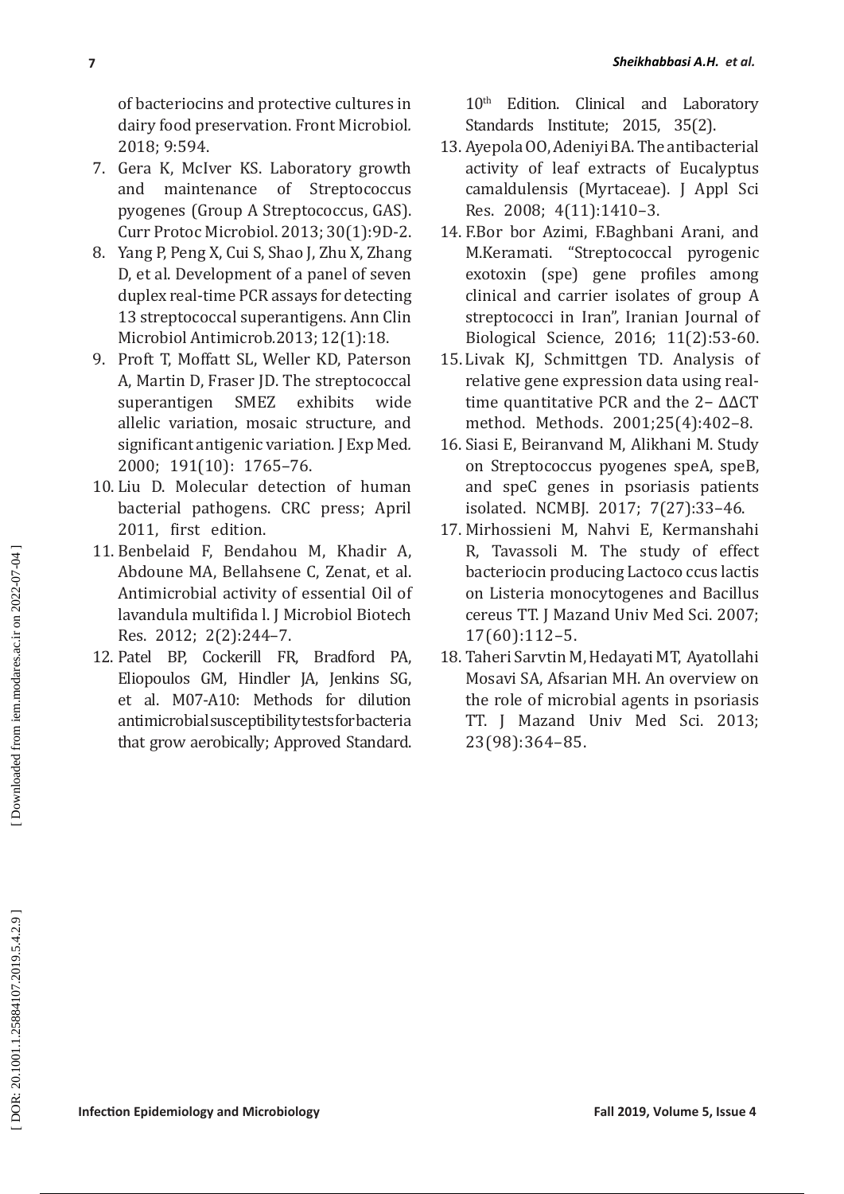of bacteriocins and protective cultures in dairy food preservation. Front Microbiol. 2018; 9:594.

7. Gera K, McIver KS. Laboratory growth and maintenance of Streptococcus pyogenes (Group A Streptococcus, GAS). Curr Protoc Microbiol. 2013; 30(1):9D-2.
8. Yang P, Peng X, Cui S, Shao J, Zhu X, Zhang D, et al. Development of a panel of seven duplex real-time PCR assays for detecting 13 streptococcal superantigens. Ann Clin Microbiol Antimicrob.2013; 12(1):18.
9. Proft T, Moffatt SL, Weller KD, Paterson A, Martin D, Fraser JD. The streptococcal superantigen SMEZ exhibits wide allelic variation, mosaic structure, and significant antigenic variation. J Exp Med. 2000; 191(10): 1765–76.
10. Liu D. Molecular detection of human bacterial pathogens. CRC press; April 2011, first edition.
11. Benbelaid F, Bendahou M, Khadir A, Abdoune MA, Bellahsene C, Zenat, et al. Antimicrobial activity of essential Oil of lavandula multifida l. J Microbiol Biotech Res. 2012; 2(2):244–7.
12. Patel BP, Cockerill FR, Bradford PA, Eliopoulos GM, Hindler JA, Jenkins SG, et al. M07-A10: Methods for dilution antimicrobial susceptibility tests for bacteria that grow aerobically; Approved Standard. 10th Edition. Clinical and Laboratory Standards Institute; 2015, 35(2).
13. Ayepola OO, Adeniyi BA. The antibacterial activity of leaf extracts of Eucalyptus camaldulensis (Myrtaceae). J Appl Sci Res. 2008; 4(11):1410–3.
14. F.Bor bor Azimi, F.Baghbani Arani, and M.Keramati. "Streptococcal pyrogenic exotoxin (spe) gene profiles among clinical and carrier isolates of group A streptococci in Iran", Iranian Journal of Biological Science, 2016; 11(2):53-60.
15. Livak KJ, Schmittgen TD. Analysis of relative gene expression data using real-time quantitative PCR and the 2− ΔΔCT method. Methods. 2001;25(4):402–8.
16. Siasi E, Beiranvand M, Alikhani M. Study on Streptococcus pyogenes speA, speB, and speC genes in psoriasis patients isolated. NCMBJ. 2017; 7(27):33–46.
17. Mirhossieni M, Nahvi E, Kermanshahi R, Tavassoli M. The study of effect bacteriocin producing Lactoco ccus lactis on Listeria monocytogenes and Bacillus cereus TT. J Mazand Univ Med Sci. 2007; 17(60):112–5.
18. Taheri Sarvtin M, Hedayati MT, Ayatollahi Mosavi SA, Afsarian MH. An overview on the role of microbial agents in psoriasis TT. J Mazand Univ Med Sci. 2013; 23(98):364–85.